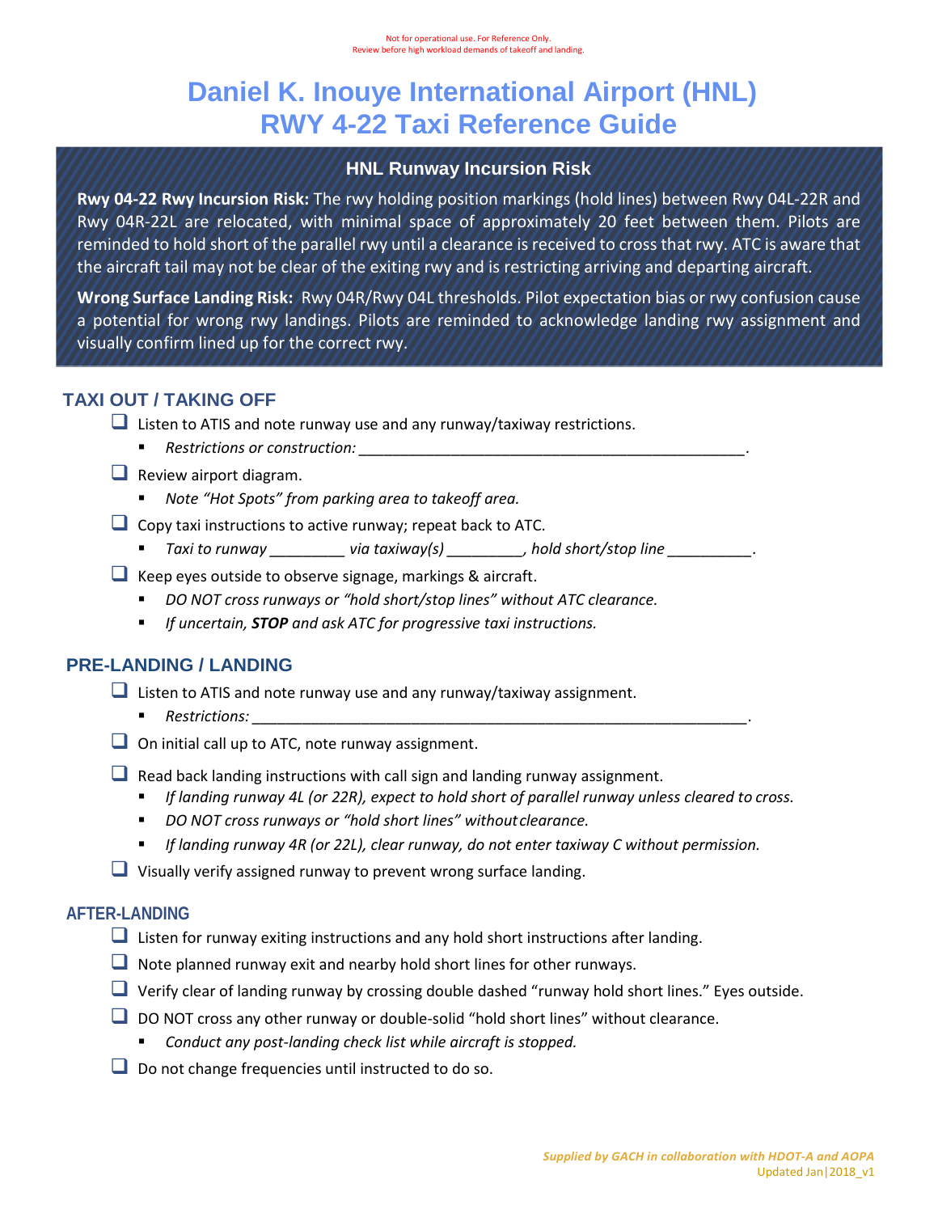Not for operational use. For Reference Only.
Review before high workload demands of takeoff and landing.

# Daniel K. Inouye International Airport (HNL) RWY 4-22 Taxi Reference Guide

## HNL Runway Incursion Risk

**Rwy 04-22 Rwy Incursion Risk:** The rwy holding position markings (hold lines) between Rwy 04L-22R and Rwy 04R-22L are relocated, with minimal space of approximately 20 feet between them. Pilots are reminded to hold short of the parallel rwy until a clearance is received to cross that rwy. ATC is aware that the aircraft tail may not be clear of the exiting rwy and is restricting arriving and departing aircraft.

**Wrong Surface Landing Risk:** Rwy 04R/Rwy 04L thresholds. Pilot expectation bias or rwy confusion cause a potential for wrong rwy landings. Pilots are reminded to acknowledge landing rwy assignment and visually confirm lined up for the correct rwy.

## TAXI OUT / TAKING OFF

- ❑ Listen to ATIS and note runway use and any runway/taxiway restrictions.
  - *Restrictions or construction: ______________________________________________.*
- ❑ Review airport diagram.
  - *Note "Hot Spots" from parking area to takeoff area.*
- ❑ Copy taxi instructions to active runway; repeat back to ATC.
  - *Taxi to runway _________ via taxiway(s) _________, hold short/stop line __________.*
- ❑ Keep eyes outside to observe signage, markings & aircraft.
  - *DO NOT cross runways or "hold short/stop lines" without ATC clearance.*
  - *If uncertain, **STOP** and ask ATC for progressive taxi instructions.*

## PRE-LANDING / LANDING

- ❑ Listen to ATIS and note runway use and any runway/taxiway assignment.
  - *Restrictions: ______________________________________________________________.*
- ❑ On initial call up to ATC, note runway assignment.
- ❑ Read back landing instructions with call sign and landing runway assignment.
  - *If landing runway 4L (or 22R), expect to hold short of parallel runway unless cleared to cross.*
  - *DO NOT cross runways or "hold short lines" without clearance.*
  - *If landing runway 4R (or 22L), clear runway, do not enter taxiway C without permission.*
- ❑ Visually verify assigned runway to prevent wrong surface landing.

## AFTER-LANDING

- ❑ Listen for runway exiting instructions and any hold short instructions after landing.
- ❑ Note planned runway exit and nearby hold short lines for other runways.
- ❑ Verify clear of landing runway by crossing double dashed "runway hold short lines." Eyes outside.
- ❑ DO NOT cross any other runway or double-solid "hold short lines" without clearance.
  - *Conduct any post-landing check list while aircraft is stopped.*
- ❑ Do not change frequencies until instructed to do so.

*Supplied by GACH in collaboration with HDOT-A and AOPA*
Updated Jan|2018_v1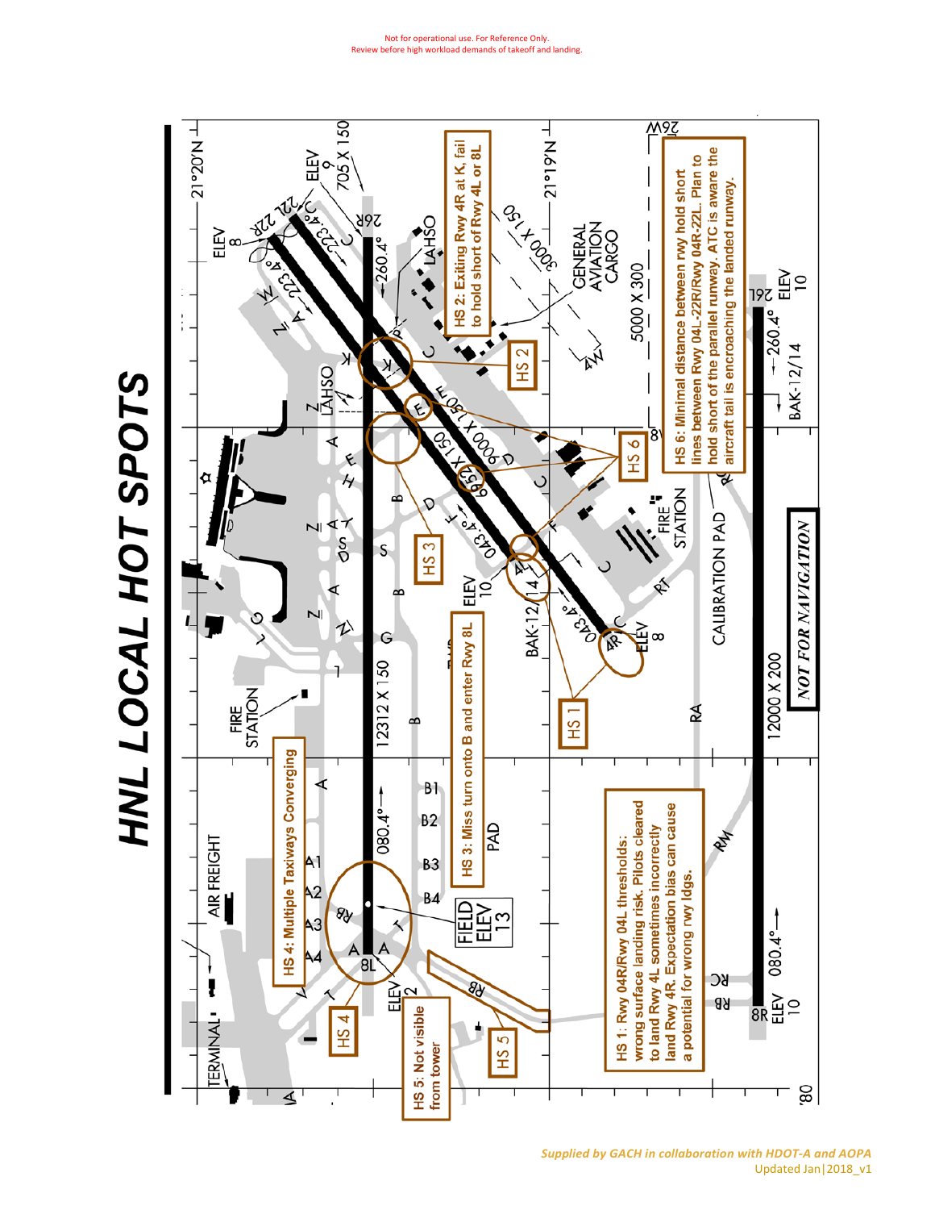Not for operational use. For Reference Only.
Review before high workload demands of takeoff and landing.

# HNL LOCAL HOT SPOTS

HS 1: Rwy 04R/Rwy 04L thresholds: wrong surface landing risk. Pilots cleared to land Rwy 4L sometimes incorrectly land Rwy 4R. Expectation bias can cause a potential for wrong rwy ldgs.

HS 2: Exiting Rwy 4R at K, fail to hold short of Rwy 4L or 8L

HS 3: Miss turn onto B and enter Rwy 8L

HS 4: Multiple Taxiways Converging

HS 5: Not visible from tower

HS 6: Minimal distance between rwy hold short lines between Rwy 04L-22R/Rwy 04R-22L. Plan to hold short of the parallel runway. ATC is aware the aircraft tail is encroaching the landed runway.

NOT FOR NAVIGATION

*Supplied by GACH in collaboration with HDOT-A and AOPA*

Updated Jan|2018_v1